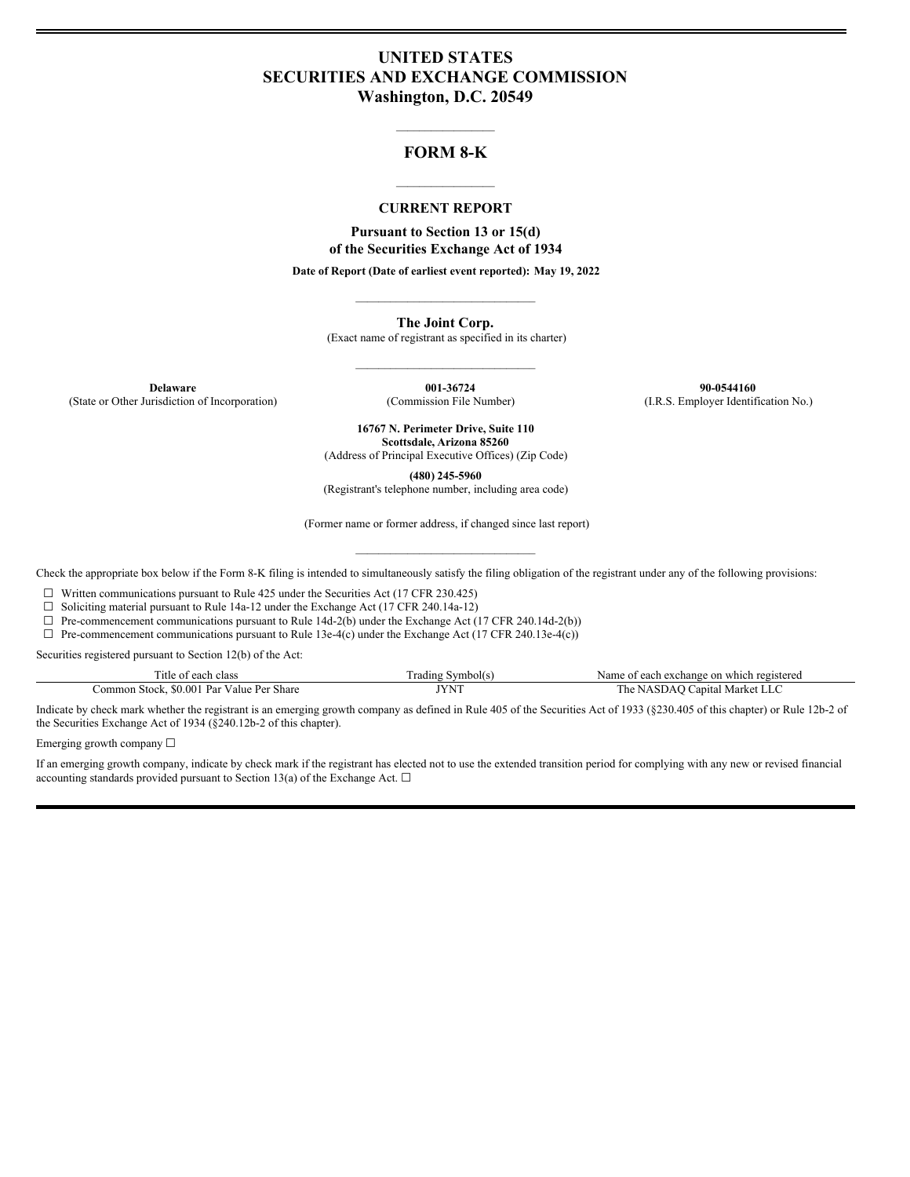# UNITED STATES
# SECURITIES AND EXCHANGE COMMISSION
# Washington, D.C. 20549

---

## FORM 8-K

---

### CURRENT REPORT

**Pursuant to Section 13 or 15(d)**
**of the Securities Exchange Act of 1934**

**Date of Report (Date of earliest event reported): May 19, 2022**

---

**The Joint Corp.**
(Exact name of registrant as specified in its charter)

---

| **Delaware** | **001-36724** | **90-0544160** |
|---|---|---|
| (State or Other Jurisdiction of Incorporation) | (Commission File Number) | (I.R.S. Employer Identification No.) |

**16767 N. Perimeter Drive, Suite 110**
**Scottsdale, Arizona 85260**
(Address of Principal Executive Offices) (Zip Code)

**(480) 245-5960**
(Registrant's telephone number, including area code)

(Former name or former address, if changed since last report)

---

Check the appropriate box below if the Form 8-K filing is intended to simultaneously satisfy the filing obligation of the registrant under any of the following provisions:

☐ Written communications pursuant to Rule 425 under the Securities Act (17 CFR 230.425)
☐ Soliciting material pursuant to Rule 14a-12 under the Exchange Act (17 CFR 240.14a-12)
☐ Pre-commencement communications pursuant to Rule 14d-2(b) under the Exchange Act (17 CFR 240.14d-2(b))
☐ Pre-commencement communications pursuant to Rule 13e-4(c) under the Exchange Act (17 CFR 240.13e-4(c))

Securities registered pursuant to Section 12(b) of the Act:

| Title of each class | Trading Symbol(s) | Name of each exchange on which registered |
|---|---|---|
| Common Stock, $0.001 Par Value Per Share | JYNT | The NASDAQ Capital Market LLC |

Indicate by check mark whether the registrant is an emerging growth company as defined in Rule 405 of the Securities Act of 1933 (§230.405 of this chapter) or Rule 12b-2 of the Securities Exchange Act of 1934 (§240.12b-2 of this chapter).

Emerging growth company ☐

If an emerging growth company, indicate by check mark if the registrant has elected not to use the extended transition period for complying with any new or revised financial accounting standards provided pursuant to Section 13(a) of the Exchange Act. ☐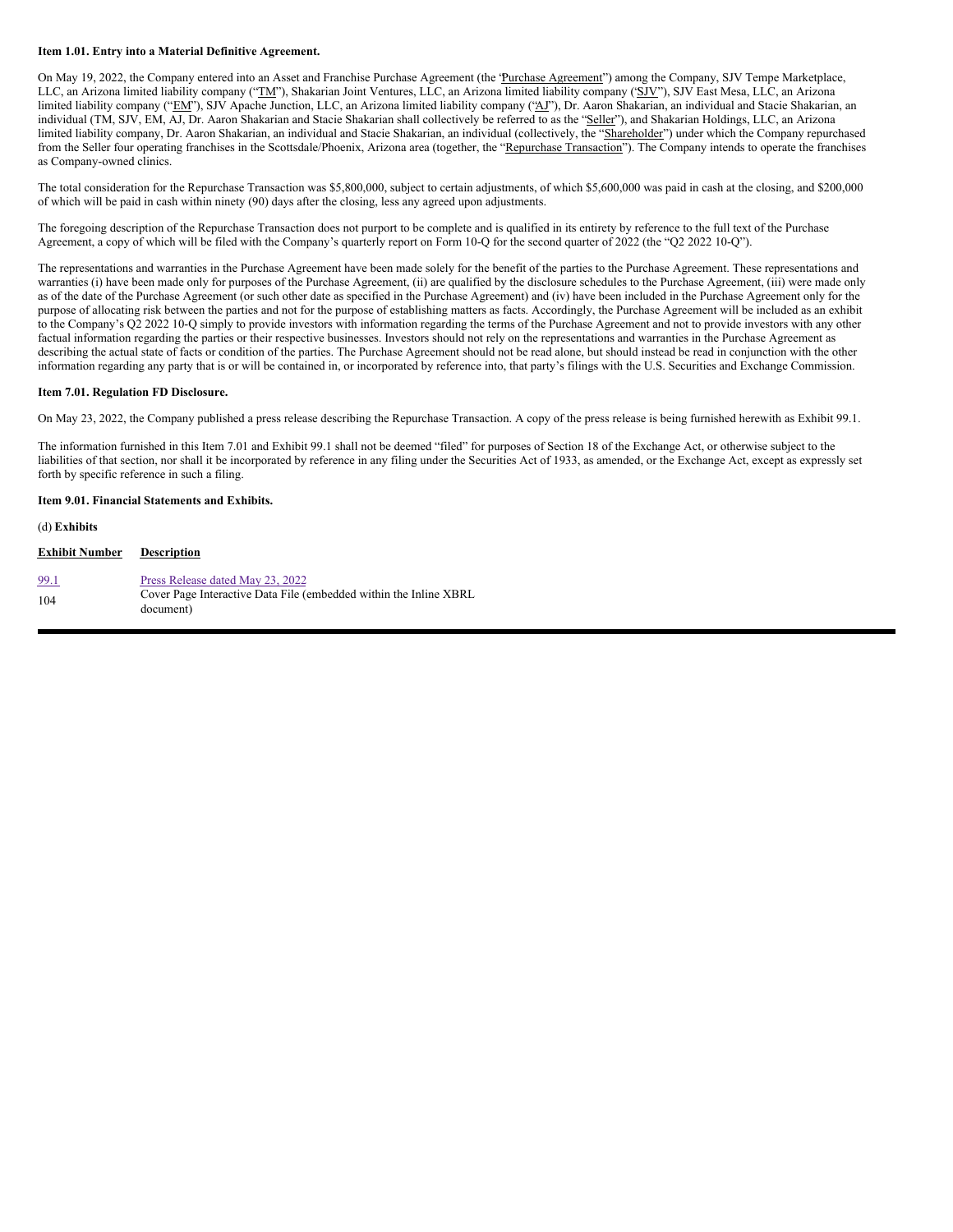**Item 1.01. Entry into a Material Definitive Agreement.**

On May 19, 2022, the Company entered into an Asset and Franchise Purchase Agreement (the "Purchase Agreement") among the Company, SJV Tempe Marketplace, LLC, an Arizona limited liability company ("TM"), Shakarian Joint Ventures, LLC, an Arizona limited liability company ("SJV"), SJV East Mesa, LLC, an Arizona limited liability company ("EM"), SJV Apache Junction, LLC, an Arizona limited liability company ("AJ"), Dr. Aaron Shakarian, an individual and Stacie Shakarian, an individual (TM, SJV, EM, AJ, Dr. Aaron Shakarian and Stacie Shakarian shall collectively be referred to as the "Seller"), and Shakarian Holdings, LLC, an Arizona limited liability company, Dr. Aaron Shakarian, an individual and Stacie Shakarian, an individual (collectively, the "Shareholder") under which the Company repurchased from the Seller four operating franchises in the Scottsdale/Phoenix, Arizona area (together, the "Repurchase Transaction"). The Company intends to operate the franchises as Company-owned clinics.

The total consideration for the Repurchase Transaction was $5,800,000, subject to certain adjustments, of which $5,600,000 was paid in cash at the closing, and $200,000 of which will be paid in cash within ninety (90) days after the closing, less any agreed upon adjustments.

The foregoing description of the Repurchase Transaction does not purport to be complete and is qualified in its entirety by reference to the full text of the Purchase Agreement, a copy of which will be filed with the Company's quarterly report on Form 10-Q for the second quarter of 2022 (the "Q2 2022 10-Q").

The representations and warranties in the Purchase Agreement have been made solely for the benefit of the parties to the Purchase Agreement. These representations and warranties (i) have been made only for purposes of the Purchase Agreement, (ii) are qualified by the disclosure schedules to the Purchase Agreement, (iii) were made only as of the date of the Purchase Agreement (or such other date as specified in the Purchase Agreement) and (iv) have been included in the Purchase Agreement only for the purpose of allocating risk between the parties and not for the purpose of establishing matters as facts. Accordingly, the Purchase Agreement will be included as an exhibit to the Company's Q2 2022 10-Q simply to provide investors with information regarding the terms of the Purchase Agreement and not to provide investors with any other factual information regarding the parties or their respective businesses. Investors should not rely on the representations and warranties in the Purchase Agreement as describing the actual state of facts or condition of the parties. The Purchase Agreement should not be read alone, but should instead be read in conjunction with the other information regarding any party that is or will be contained in, or incorporated by reference into, that party's filings with the U.S. Securities and Exchange Commission.

**Item 7.01. Regulation FD Disclosure.**

On May 23, 2022, the Company published a press release describing the Repurchase Transaction. A copy of the press release is being furnished herewith as Exhibit 99.1.

The information furnished in this Item 7.01 and Exhibit 99.1 shall not be deemed "filed" for purposes of Section 18 of the Exchange Act, or otherwise subject to the liabilities of that section, nor shall it be incorporated by reference in any filing under the Securities Act of 1933, as amended, or the Exchange Act, except as expressly set forth by specific reference in such a filing.

**Item 9.01. Financial Statements and Exhibits.**

(d) **Exhibits**

| Exhibit Number | Description |
|---|---|
| 99.1 | Press Release dated May 23, 2022 |
| 104 | Cover Page Interactive Data File (embedded within the Inline XBRL document) |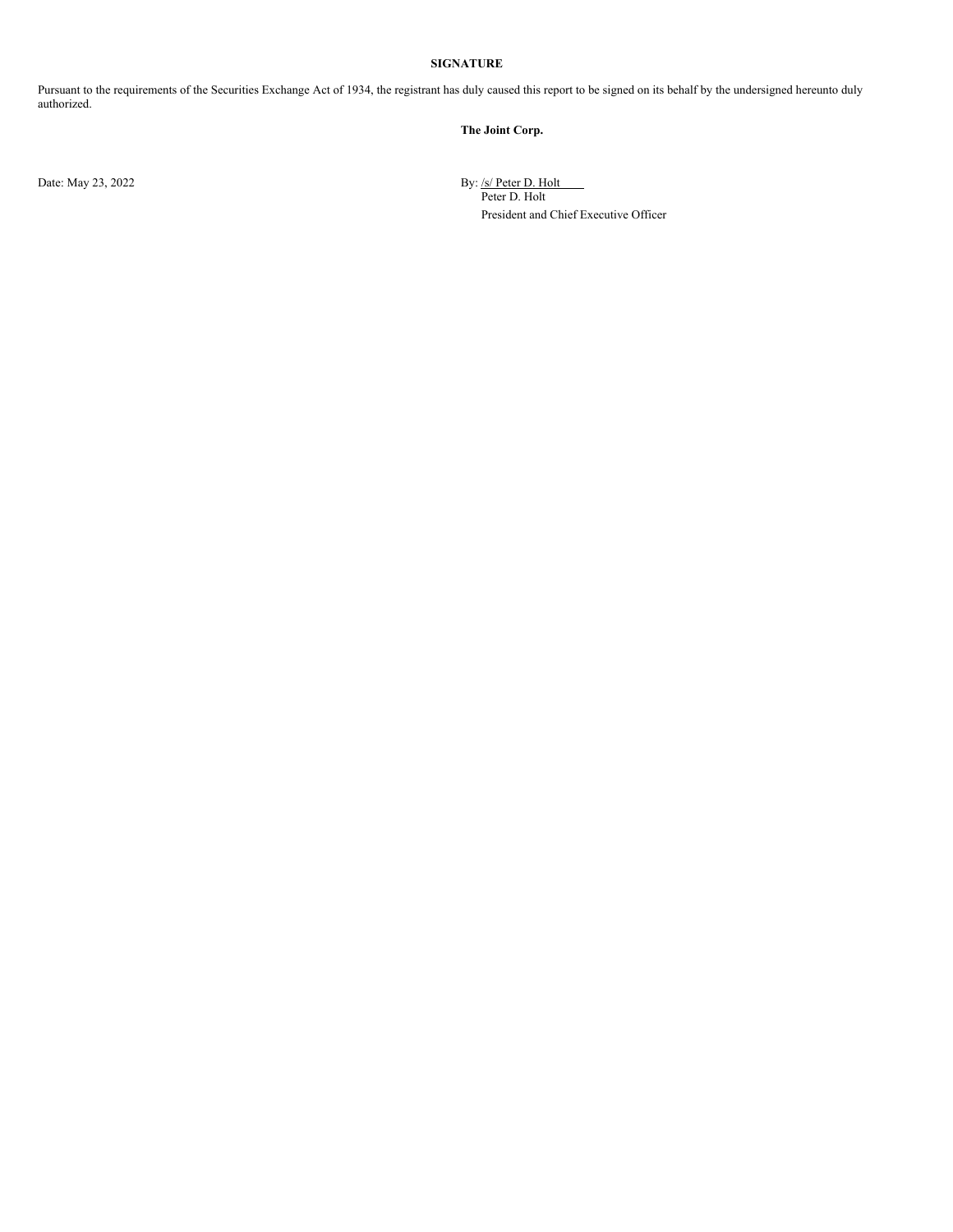**SIGNATURE**

Pursuant to the requirements of the Securities Exchange Act of 1934, the registrant has duly caused this report to be signed on its behalf by the undersigned hereunto duly authorized.

**The Joint Corp.**

Date: May 23, 2022

By: /s/ Peter D. Holt
Peter D. Holt
President and Chief Executive Officer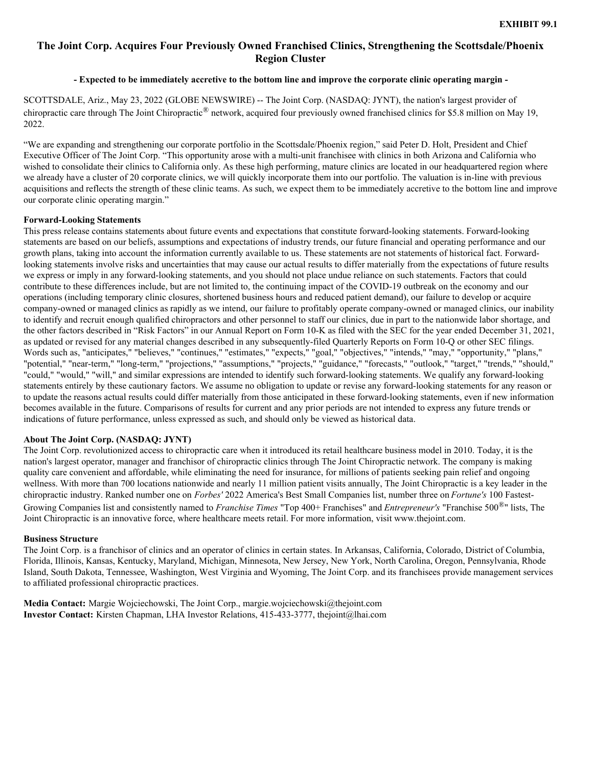**EXHIBIT 99.1**

# The Joint Corp. Acquires Four Previously Owned Franchised Clinics, Strengthening the Scottsdale/Phoenix Region Cluster

**- Expected to be immediately accretive to the bottom line and improve the corporate clinic operating margin -**

SCOTTSDALE, Ariz., May 23, 2022 (GLOBE NEWSWIRE) -- The Joint Corp. (NASDAQ: JYNT), the nation's largest provider of chiropractic care through The Joint Chiropractic® network, acquired four previously owned franchised clinics for $5.8 million on May 19, 2022.

"We are expanding and strengthening our corporate portfolio in the Scottsdale/Phoenix region," said Peter D. Holt, President and Chief Executive Officer of The Joint Corp. "This opportunity arose with a multi-unit franchisee with clinics in both Arizona and California who wished to consolidate their clinics to California only. As these high performing, mature clinics are located in our headquartered region where we already have a cluster of 20 corporate clinics, we will quickly incorporate them into our portfolio. The valuation is in-line with previous acquisitions and reflects the strength of these clinic teams. As such, we expect them to be immediately accretive to the bottom line and improve our corporate clinic operating margin."

**Forward-Looking Statements**

This press release contains statements about future events and expectations that constitute forward-looking statements. Forward-looking statements are based on our beliefs, assumptions and expectations of industry trends, our future financial and operating performance and our growth plans, taking into account the information currently available to us. These statements are not statements of historical fact. Forward-looking statements involve risks and uncertainties that may cause our actual results to differ materially from the expectations of future results we express or imply in any forward-looking statements, and you should not place undue reliance on such statements. Factors that could contribute to these differences include, but are not limited to, the continuing impact of the COVID-19 outbreak on the economy and our operations (including temporary clinic closures, shortened business hours and reduced patient demand), our failure to develop or acquire company-owned or managed clinics as rapidly as we intend, our failure to profitably operate company-owned or managed clinics, our inability to identify and recruit enough qualified chiropractors and other personnel to staff our clinics, due in part to the nationwide labor shortage, and the other factors described in "Risk Factors" in our Annual Report on Form 10-K as filed with the SEC for the year ended December 31, 2021, as updated or revised for any material changes described in any subsequently-filed Quarterly Reports on Form 10-Q or other SEC filings. Words such as, "anticipates," "believes," "continues," "estimates," "expects," "goal," "objectives," "intends," "may," "opportunity," "plans," "potential," "near-term," "long-term," "projections," "assumptions," "projects," "guidance," "forecasts," "outlook," "target," "trends," "should," "could," "would," "will," and similar expressions are intended to identify such forward-looking statements. We qualify any forward-looking statements entirely by these cautionary factors. We assume no obligation to update or revise any forward-looking statements for any reason or to update the reasons actual results could differ materially from those anticipated in these forward-looking statements, even if new information becomes available in the future. Comparisons of results for current and any prior periods are not intended to express any future trends or indications of future performance, unless expressed as such, and should only be viewed as historical data.

**About The Joint Corp. (NASDAQ: JYNT)**

The Joint Corp. revolutionized access to chiropractic care when it introduced its retail healthcare business model in 2010. Today, it is the nation's largest operator, manager and franchisor of chiropractic clinics through The Joint Chiropractic network. The company is making quality care convenient and affordable, while eliminating the need for insurance, for millions of patients seeking pain relief and ongoing wellness. With more than 700 locations nationwide and nearly 11 million patient visits annually, The Joint Chiropractic is a key leader in the chiropractic industry. Ranked number one on *Forbes'* 2022 America's Best Small Companies list, number three on *Fortune's* 100 Fastest-Growing Companies list and consistently named to *Franchise Times* "Top 400+ Franchises" and *Entrepreneur's* "Franchise 500®" lists, The Joint Chiropractic is an innovative force, where healthcare meets retail. For more information, visit www.thejoint.com.

**Business Structure**

The Joint Corp. is a franchisor of clinics and an operator of clinics in certain states. In Arkansas, California, Colorado, District of Columbia, Florida, Illinois, Kansas, Kentucky, Maryland, Michigan, Minnesota, New Jersey, New York, North Carolina, Oregon, Pennsylvania, Rhode Island, South Dakota, Tennessee, Washington, West Virginia and Wyoming, The Joint Corp. and its franchisees provide management services to affiliated professional chiropractic practices.

**Media Contact:** Margie Wojciechowski, The Joint Corp., margie.wojciechowski@thejoint.com
**Investor Contact:** Kirsten Chapman, LHA Investor Relations, 415-433-3777, thejoint@lhai.com